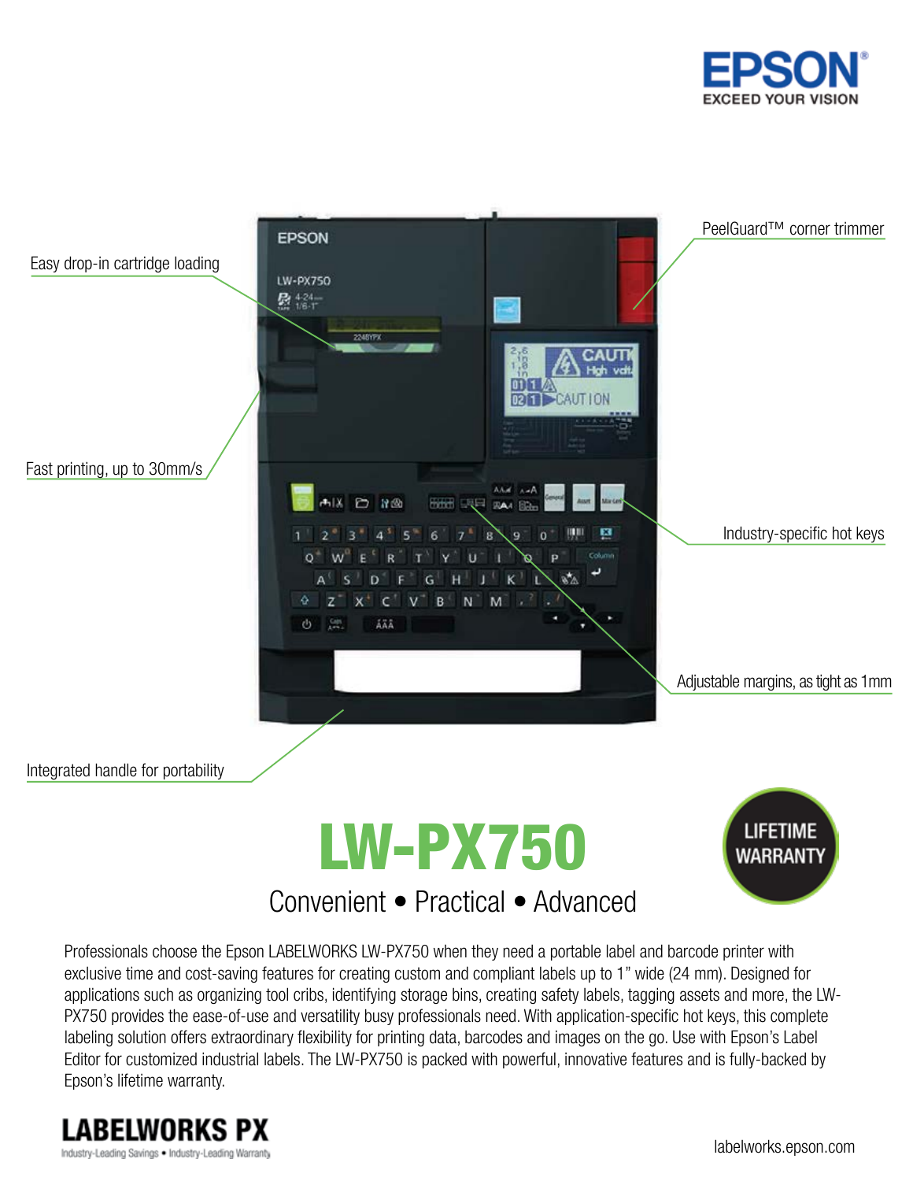EPSON
EXCEED YOUR VISION

Easy drop-in cartridge loading

Fast printing, up to 30mm/s

Integrated handle for portability

PeelGuard™ corner trimmer

Industry-specific hot keys

Adjustable margins, as tight as 1mm

# LW-PX750

LIFETIME WARRANTY

## Convenient • Practical • Advanced

Professionals choose the Epson LABELWORKS LW-PX750 when they need a portable label and barcode printer with exclusive time and cost-saving features for creating custom and compliant labels up to 1" wide (24 mm). Designed for applications such as organizing tool cribs, identifying storage bins, creating safety labels, tagging assets and more, the LW-PX750 provides the ease-of-use and versatility busy professionals need. With application-specific hot keys, this complete labeling solution offers extraordinary flexibility for printing data, barcodes and images on the go. Use with Epson's Label Editor for customized industrial labels. The LW-PX750 is packed with powerful, innovative features and is fully-backed by Epson's lifetime warranty.

**LABELWORKS PX**
Industry-Leading Savings • Industry-Leading Warranty

labelworks.epson.com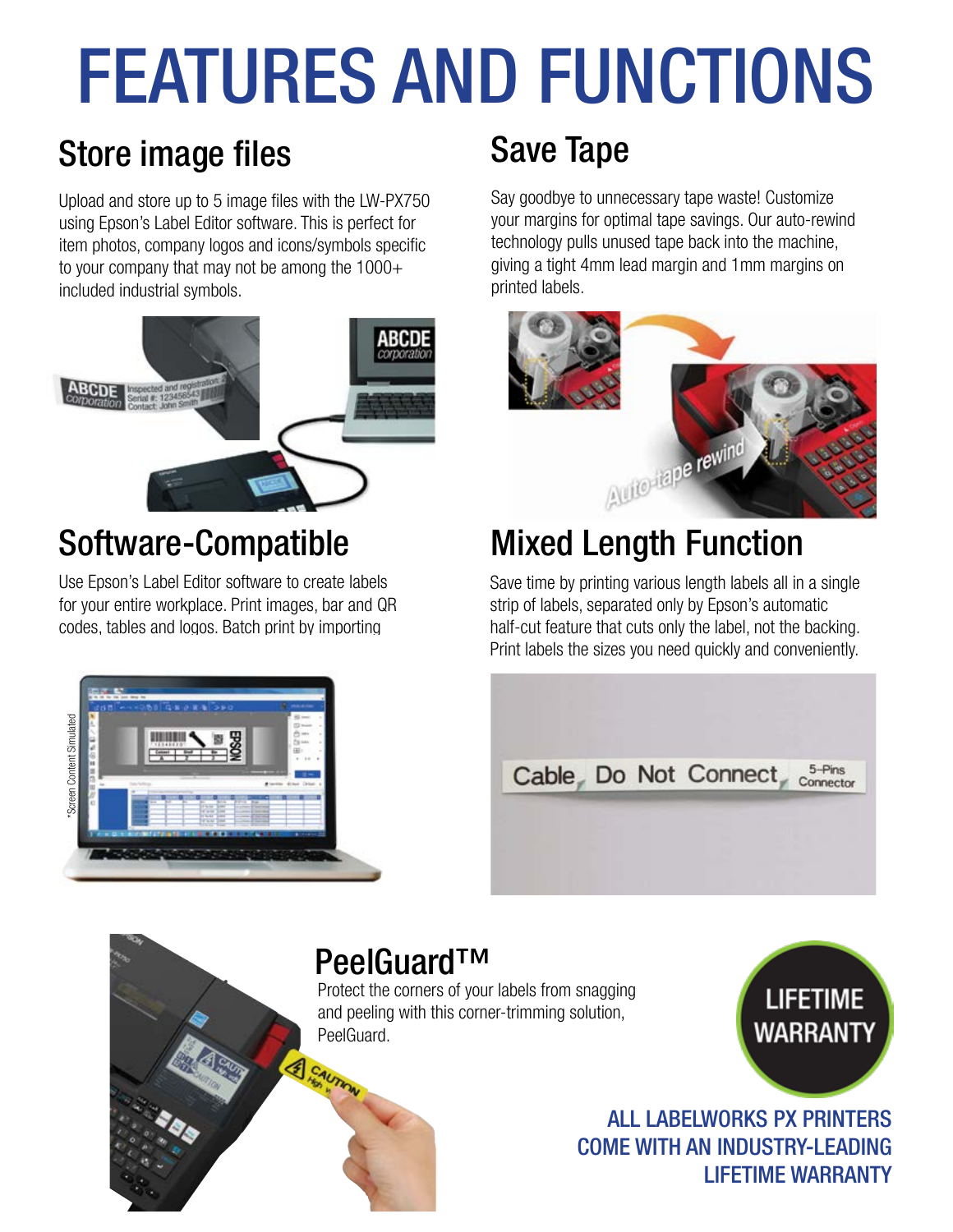# FEATURES AND FUNCTIONS

## Store image files

Upload and store up to 5 image files with the LW-PX750 using Epson's Label Editor software. This is perfect for item photos, company logos and icons/symbols specific to your company that may not be among the 1000+ included industrial symbols.

## Software-Compatible

Use Epson's Label Editor software to create labels for your entire workplace. Print images, bar and QR codes, tables and logos. Batch print by importing

*Screen Content Simulated

## Save Tape

Say goodbye to unnecessary tape waste! Customize your margins for optimal tape savings. Our auto-rewind technology pulls unused tape back into the machine, giving a tight 4mm lead margin and 1mm margins on printed labels.

## Mixed Length Function

Save time by printing various length labels all in a single strip of labels, separated only by Epson's automatic half-cut feature that cuts only the label, not the backing. Print labels the sizes you need quickly and conveniently.

## PeelGuard™

Protect the corners of your labels from snagging and peeling with this corner-trimming solution, PeelGuard.

LIFETIME WARRANTY

ALL LABELWORKS PX PRINTERS COME WITH AN INDUSTRY-LEADING LIFETIME WARRANTY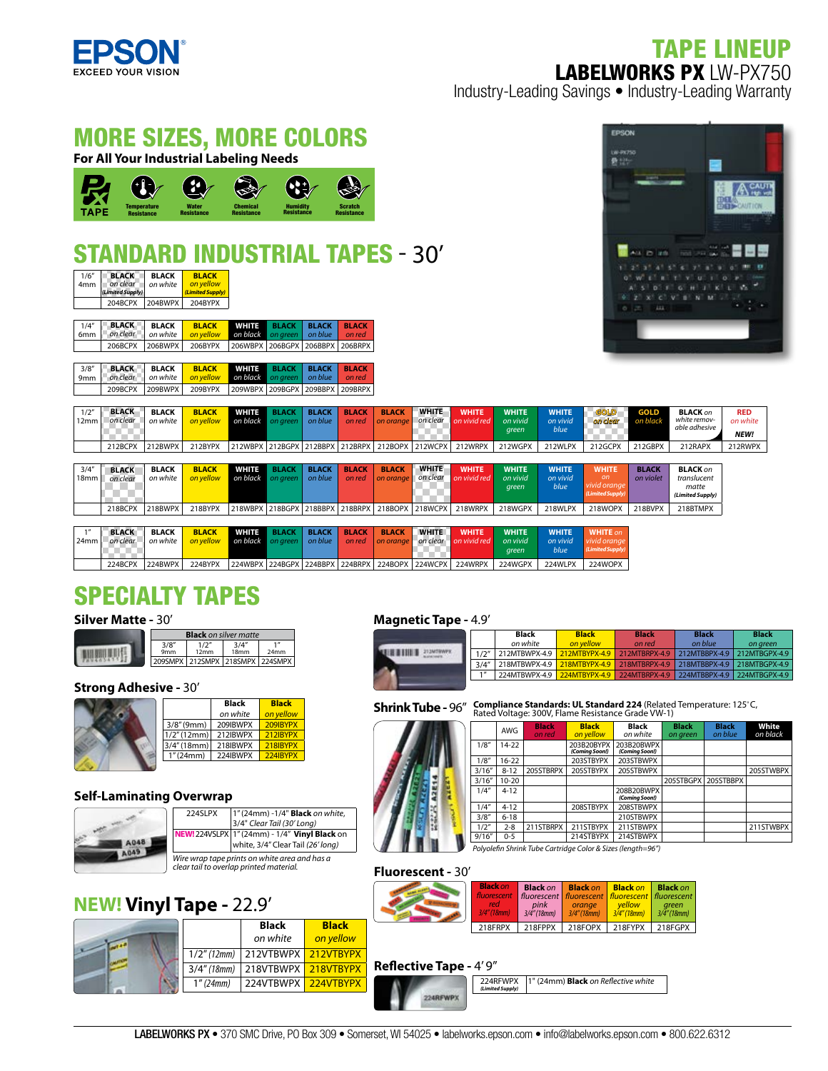# TAPE LINEUP

## LABELWORKS PX LW-PX750

Industry-Leading Savings • Industry-Leading Warranty

## MORE SIZES, MORE COLORS

**For All Your Industrial Labeling Needs**

TAPE: Temperature Resistance, Water Resistance, Chemical Resistance, Humidity Resistance, Scratch Resistance

## STANDARD INDUSTRIAL TAPES - 30′

| 1/6″ 4mm | **BLACK** on clear (Limited Supply) | **BLACK** on white | **BLACK** on yellow (Limited Supply) |
|---|---|---|---|
| | 204BCPX | 204BWPX | 204BYPX |

| 1/4″ 6mm | **BLACK** on clear | **BLACK** on white | **BLACK** on yellow | **WHITE** on black | **BLACK** on green | **BLACK** on blue | **BLACK** on red |
|---|---|---|---|---|---|---|---|
| | 206BCPX | 206BWPX | 206BYPX | 206WBPX | 206BGPX | 206BBPX | 206BRPX |

| 3/8″ 9mm | **BLACK** on clear | **BLACK** on white | **BLACK** on yellow | **WHITE** on black | **BLACK** on green | **BLACK** on blue | **BLACK** on red |
|---|---|---|---|---|---|---|---|
| | 209BCPX | 209BWPX | 209BYPX | 209WBPX | 209BGPX | 209BBPX | 209BRPX |

| 1/2″ 12mm | **BLACK** on clear | **BLACK** on white | **BLACK** on yellow | **WHITE** on black | **BLACK** on green | **BLACK** on blue | **BLACK** on red | **BLACK** on orange | **WHITE** on clear | **WHITE** on vivid red | **WHITE** on vivid green | **WHITE** on vivid blue | **GOLD** on clear | **GOLD** on black | **BLACK** on white removable adhesive | **RED** on white NEW! |
|---|---|---|---|---|---|---|---|---|---|---|---|---|---|---|---|---|
| | 212BCPX | 212BWPX | 212BYPX | 212WBPX | 212BGPX | 212BBPX | 212BRPX | 212BOPX | 212WCPX | 212WRPX | 212WGPX | 212WLPX | 212GCPX | 212GBPX | 212RAPX | 212RWPX |

| 3/4″ 18mm | **BLACK** on clear | **BLACK** on white | **BLACK** on yellow | **WHITE** on black | **BLACK** on green | **BLACK** on blue | **BLACK** on red | **BLACK** on orange | **WHITE** on clear | **WHITE** on vivid red | **WHITE** on vivid green | **WHITE** on vivid blue | **WHITE** on vivid orange (Limited Supply) | **BLACK** on violet | **BLACK** on translucent matte (Limited Supply) |
|---|---|---|---|---|---|---|---|---|---|---|---|---|---|---|---|
| | 218BCPX | 218BWPX | 218BYPX | 218WBPX | 218BGPX | 218BBPX | 218BRPX | 218BOPX | 218WCPX | 218WRPX | 218WGPX | 218WLPX | 218WOPX | 218BVPX | 218BTMPX |

| 1″ 24mm | **BLACK** on clear | **BLACK** on white | **BLACK** on yellow | **WHITE** on black | **BLACK** on green | **BLACK** on blue | **BLACK** on red | **BLACK** on orange | **WHITE** on clear | **WHITE** on vivid red | **WHITE** on vivid green | **WHITE** on vivid blue | **WHITE** on vivid orange (Limited Supply) |
|---|---|---|---|---|---|---|---|---|---|---|---|---|---|
| | 224BCPX | 224BWPX | 224BYPX | 224WBPX | 224BGPX | 224BBPX | 224BRPX | 224BOPX | 224WCPX | 224WRPX | 224WGPX | 224WLPX | 224WOPX |

## SPECIALTY TAPES

### Silver Matte - 30′

| **Black** on silver matte | | | |
|---|---|---|---|
| 3/8″ 9mm | 1/2″ 12mm | 3/4″ 18mm | 1″ 24mm |
| 209SMPX | 212SMPX | 218SMPX | 224SMPX |

### Strong Adhesive - 30′

| | **Black** on white | **Black** on yellow |
|---|---|---|
| 3/8″ (9mm) | 209IBWPX | 209IBYPX |
| 1/2″ (12mm) | 212IBWPX | 212IBYPX |
| 3/4″ (18mm) | 218IBWPX | 218IBYPX |
| 1″ (24mm) | 224IBWPX | 224IBYPX |

### Self-Laminating Overwrap

| | |
|---|---|
| 224SLPX | 1″ (24mm) -1/4″ **Black** on white, 3/4″ Clear Tail (30′ Long) |
| NEW! 224VSLPX | 1″ (24mm) - 1/4″ **Vinyl Black** on white, 3/4″ Clear Tail (26′ long) |

Wire wrap tape prints on white area and has a clear tail to overlap printed material.

### NEW! Vinyl Tape - 22.9′

| | **Black** on white | **Black** on yellow |
|---|---|---|
| 1/2″ (12mm) | 212VTBWPX | 212VTBYPX |
| 3/4″ (18mm) | 218VTBWPX | 218VTBYPX |
| 1″ (24mm) | 224VTBWPX | 224VTBYPX |

### Magnetic Tape - 4.9′

| | **Black** on white | **Black** on yellow | **Black** on red | **Black** on blue | **Black** on green |
|---|---|---|---|---|---|
| 1/2″ | 212MTBWPX-4.9 | 212MTBYPX-4.9 | 212MTBRPX-4.9 | 212MTBBPX-4.9 | 212MTBGPX-4.9 |
| 3/4″ | 218MTBWPX-4.9 | 218MTBYPX-4.9 | 218MTBRPX-4.9 | 218MTBBPX-4.9 | 218MTBGPX-4.9 |
| 1″ | 224MTBWPX-4.9 | 224MTBYPX-4.9 | 224MTBRPX-4.9 | 224MTBBPX-4.9 | 224MTBGPX-4.9 |

### Shrink Tube - 96″

**Compliance Standards: UL Standard 224** (Related Temperature: 125°C, Rated Voltage: 300V, Flame Resistance Grade VW-1)

| | AWG | **Black** on red | **Black** on yellow | **Black** on white | **Black** on green | **Black** on blue | **White** on black |
|---|---|---|---|---|---|---|---|
| 1/8″ | 14-22 | | 203B20BYPX (Coming Soon!) | 203B20BWPX (Coming Soon!) | | | |
| 1/8″ | 16-22 | | 203STBYPX | 203STBWPX | | | |
| 3/16″ | 8-12 | 205STBRPX | 205STBYPX | 205STBWPX | | | 205STWBPX |
| 3/16″ | 10-20 | | | | 205STBGPX | 205STBBPX | |
| 1/4″ | 4-12 | | | 208B20BWPX (Coming Soon!) | | | |
| 1/4″ | 4-12 | | 208STBYPX | 208STBWPX | | | |
| 3/8″ | 6-18 | | | 210STBWPX | | | |
| 1/2″ | 2-8 | 211STBRPX | 211STBYPX | 211STBWPX | | | 211STWBPX |
| 9/16″ | 0-5 | | 214STBYPX | 214STBWPX | | | |

Polyolefin Shrink Tube Cartridge Color & Sizes (length=96″)

### Fluorescent - 30′

| **Black** on fluorescent red 3/4″ (18mm) | **Black** on fluorescent pink 3/4″ (18mm) | **Black** on fluorescent orange 3/4″ (18mm) | **Black** on fluorescent yellow 3/4″ (18mm) | **Black** on fluorescent green 3/4″ (18mm) |
|---|---|---|---|---|
| 218FRPX | 218FPPX | 218FOPX | 218FYPX | 218FGPX |

### Reflective Tape - 4′ 9″

| | |
|---|---|
| 224RFWPX (Limited Supply) | 1″ (24mm) **Black** on Reflective white |

**LABELWORKS PX** • 370 SMC Drive, PO Box 309 • Somerset, WI 54025 • labelworks.epson.com • info@labelworks.epson.com • 800.622.6312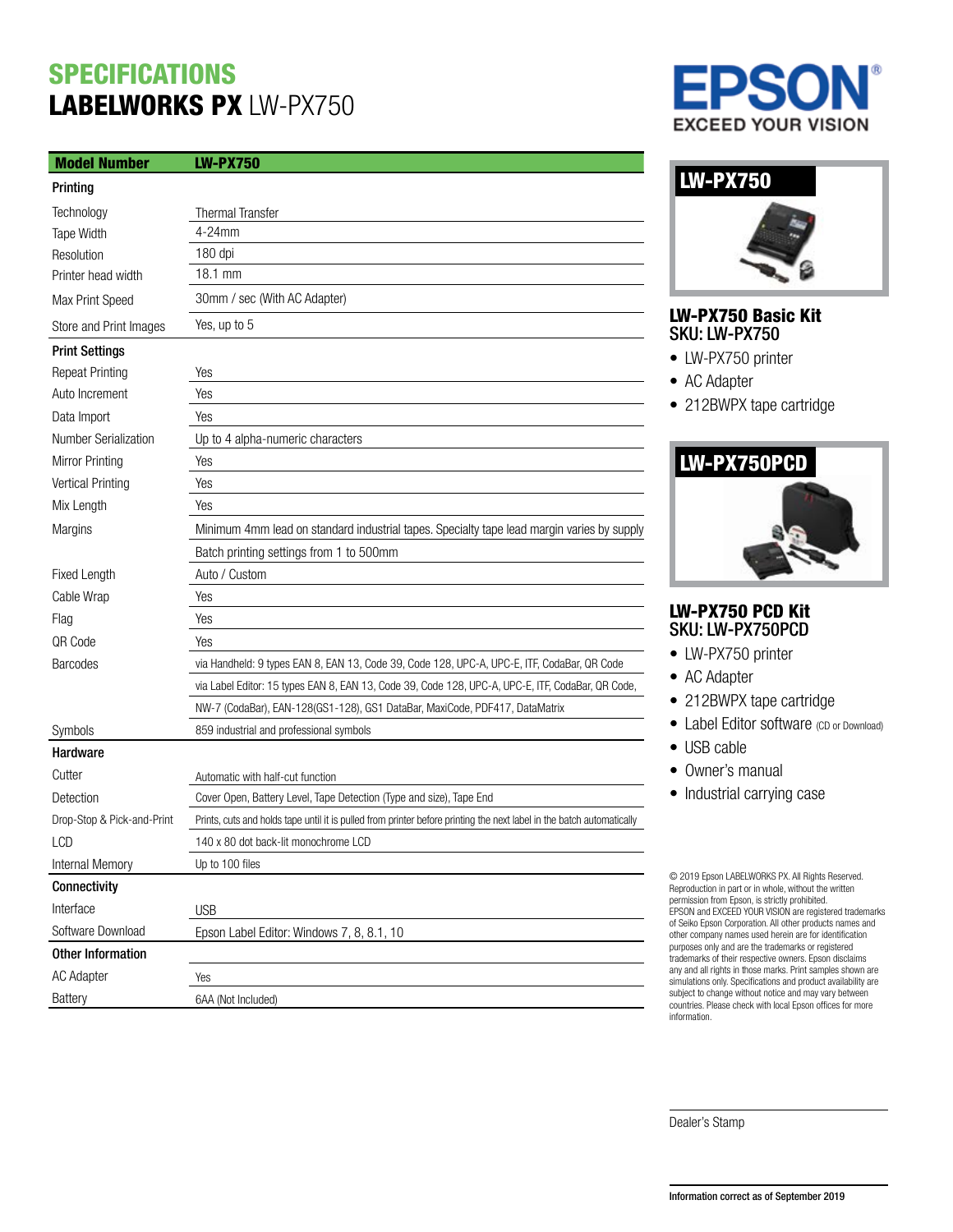# SPECIFICATIONS
# LABELWORKS PX LW-PX750

EPSON
EXCEED YOUR VISION

| Model Number | LW-PX750 |
|---|---|
| **Printing** | |
| Technology | Thermal Transfer |
| Tape Width | 4-24mm |
| Resolution | 180 dpi |
| Printer head width | 18.1 mm |
| Max Print Speed | 30mm / sec (With AC Adapter) |
| Store and Print Images | Yes, up to 5 |
| **Print Settings** | |
| Repeat Printing | Yes |
| Auto Increment | Yes |
| Data Import | Yes |
| Number Serialization | Up to 4 alpha-numeric characters |
| Mirror Printing | Yes |
| Vertical Printing | Yes |
| Mix Length | Yes |
| Margins | Minimum 4mm lead on standard industrial tapes. Specialty tape lead margin varies by supply |
| | Batch printing settings from 1 to 500mm |
| Fixed Length | Auto / Custom |
| Cable Wrap | Yes |
| Flag | Yes |
| QR Code | Yes |
| Barcodes | via Handheld: 9 types EAN 8, EAN 13, Code 39, Code 128, UPC-A, UPC-E, ITF, CodaBar, QR Code |
| | via Label Editor: 15 types EAN 8, EAN 13, Code 39, Code 128, UPC-A, UPC-E, ITF, CodaBar, QR Code, |
| | NW-7 (CodaBar), EAN-128(GS1-128), GS1 DataBar, MaxiCode, PDF417, DataMatrix |
| Symbols | 859 industrial and professional symbols |
| **Hardware** | |
| Cutter | Automatic with half-cut function |
| Detection | Cover Open, Battery Level, Tape Detection (Type and size), Tape End |
| Drop-Stop & Pick-and-Print | Prints, cuts and holds tape until it is pulled from printer before printing the next label in the batch automatically |
| LCD | 140 x 80 dot back-lit monochrome LCD |
| Internal Memory | Up to 100 files |
| **Connectivity** | |
| Interface | USB |
| Software Download | Epson Label Editor: Windows 7, 8, 8.1, 10 |
| **Other Information** | |
| AC Adapter | Yes |
| Battery | 6AA (Not Included) |

LW-PX750

### LW-PX750 Basic Kit
**SKU: LW-PX750**

- LW-PX750 printer
- AC Adapter
- 212BWPX tape cartridge

LW-PX750PCD

### LW-PX750 PCD Kit
**SKU: LW-PX750PCD**

- LW-PX750 printer
- AC Adapter
- 212BWPX tape cartridge
- Label Editor software (CD or Download)
- USB cable
- Owner's manual
- Industrial carrying case

© 2019 Epson LABELWORKS PX. All Rights Reserved. Reproduction in part or in whole, without the written permission from Epson, is strictly prohibited. EPSON and EXCEED YOUR VISION are registered trademarks of Seiko Epson Corporation. All other products names and other company names used herein are for identification purposes only and are the trademarks or registered trademarks of their respective owners. Epson disclaims any and all rights in those marks. Print samples shown are simulations only. Specifications and product availability are subject to change without notice and may vary between countries. Please check with local Epson offices for more information.

Dealer's Stamp

Information correct as of September 2019